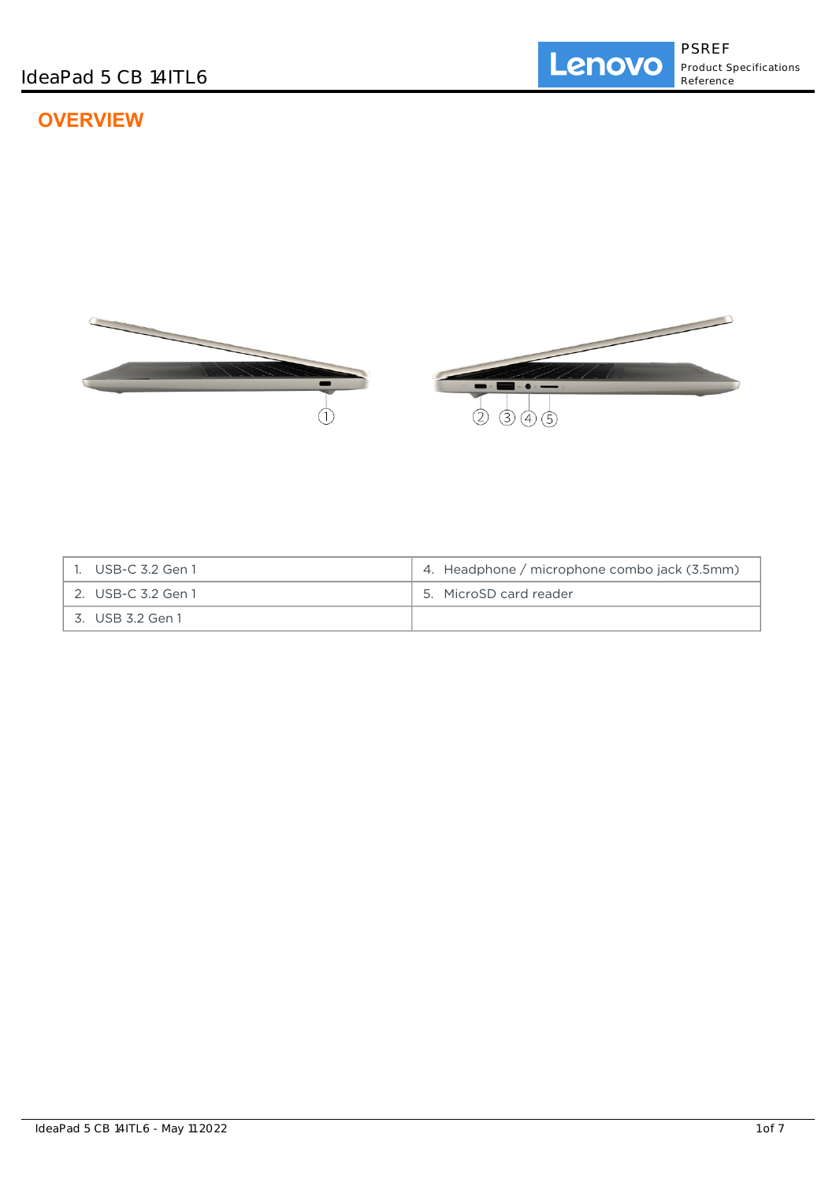# IdeaPad 5 CB 14ITL6

## OVERVIEW

| | |
|---|---|
| 1. USB-C 3.2 Gen 1 | 4. Headphone / microphone combo jack (3.5mm) |
| 2. USB-C 3.2 Gen 1 | 5. MicroSD card reader |
| 3. USB 3.2 Gen 1 | |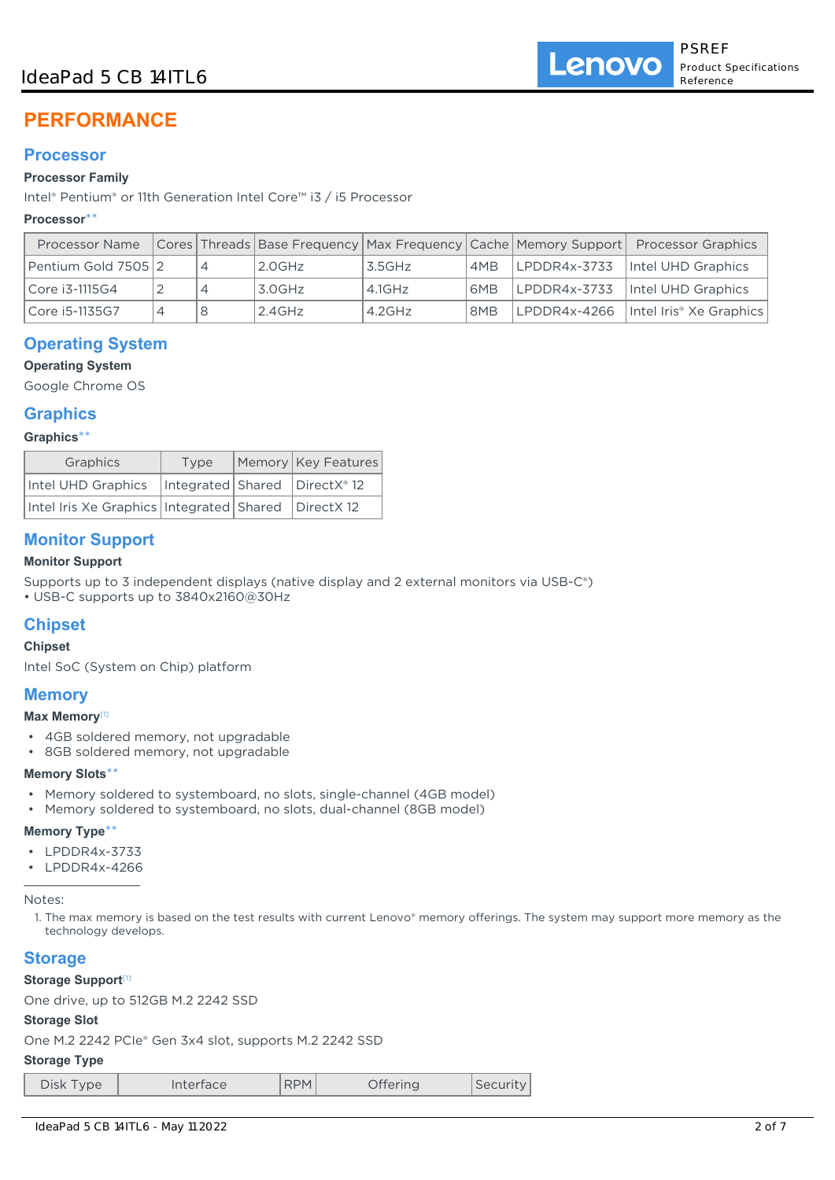# PERFORMANCE

## Processor

**Processor Family**

Intel® Pentium® or 11th Generation Intel Core™ i3 / i5 Processor

**Processor****

| Processor Name | Cores | Threads | Base Frequency | Max Frequency | Cache | Memory Support | Processor Graphics |
|---|---|---|---|---|---|---|---|
| Pentium Gold 7505 | 2 | 4 | 2.0GHz | 3.5GHz | 4MB | LPDDR4x-3733 | Intel UHD Graphics |
| Core i3-1115G4 | 2 | 4 | 3.0GHz | 4.1GHz | 6MB | LPDDR4x-3733 | Intel UHD Graphics |
| Core i5-1135G7 | 4 | 8 | 2.4GHz | 4.2GHz | 8MB | LPDDR4x-4266 | Intel Iris® Xe Graphics |

## Operating System

**Operating System**

Google Chrome OS

## Graphics

**Graphics****

| Graphics | Type | Memory | Key Features |
|---|---|---|---|
| Intel UHD Graphics | Integrated | Shared | DirectX® 12 |
| Intel Iris Xe Graphics | Integrated | Shared | DirectX 12 |

## Monitor Support

**Monitor Support**

Supports up to 3 independent displays (native display and 2 external monitors via USB-C®)
• USB-C supports up to 3840x2160@30Hz

## Chipset

**Chipset**

Intel SoC (System on Chip) platform

## Memory

**Max Memory**[1]

- 4GB soldered memory, not upgradable
- 8GB soldered memory, not upgradable

**Memory Slots****

- Memory soldered to systemboard, no slots, single-channel (4GB model)
- Memory soldered to systemboard, no slots, dual-channel (8GB model)

**Memory Type****

- LPDDR4x-3733
- LPDDR4x-4266

Notes:

1. The max memory is based on the test results with current Lenovo® memory offerings. The system may support more memory as the technology develops.

## Storage

**Storage Support**[1]

One drive, up to 512GB M.2 2242 SSD

**Storage Slot**

One M.2 2242 PCIe® Gen 3x4 slot, supports M.2 2242 SSD

**Storage Type**

| Disk Type | Interface | RPM | Offering | Security |
|---|---|---|---|---|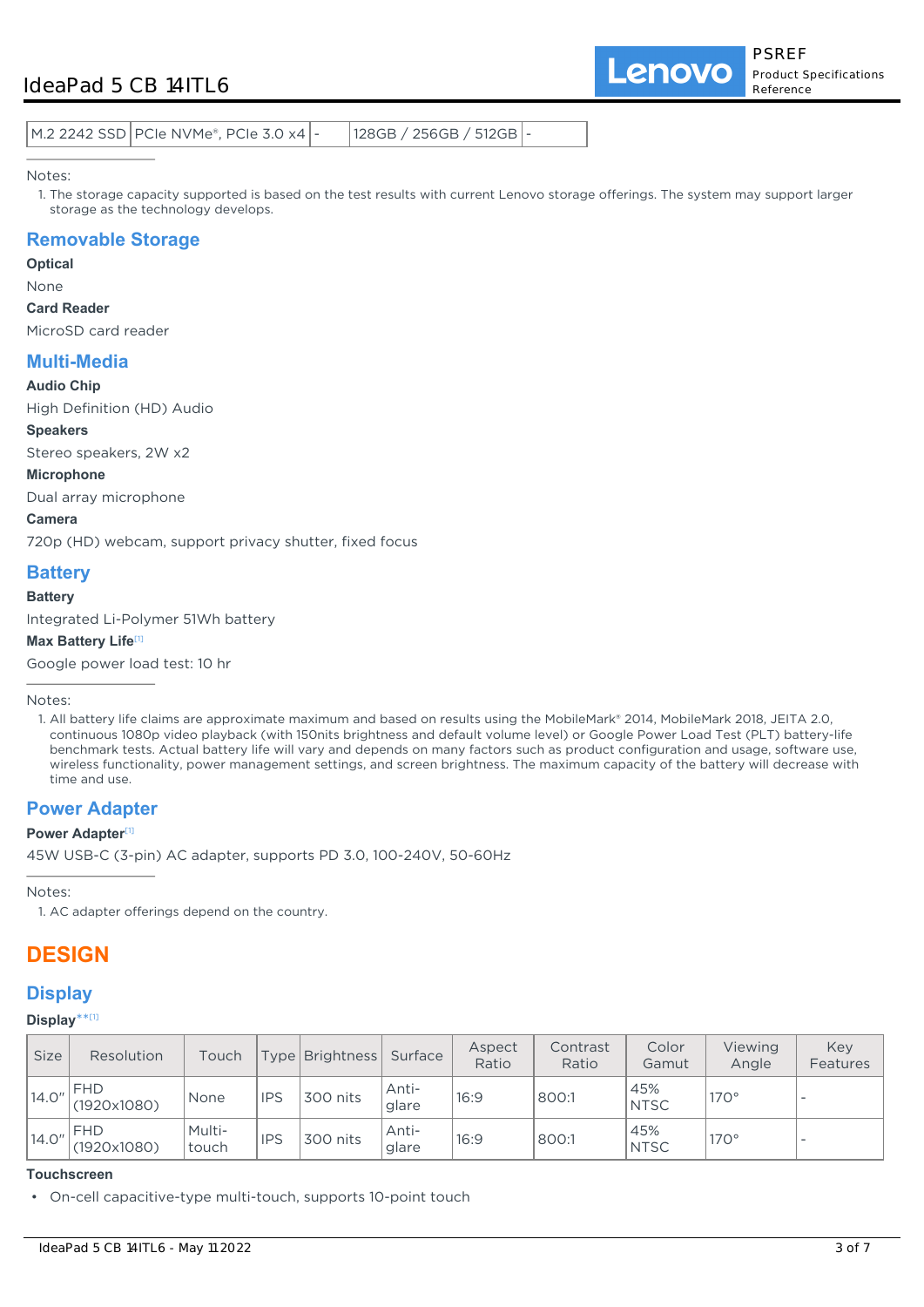| M.2 2242 SSD | PCIe NVMe®, PCIe 3.0 x4 | - | 128GB / 256GB / 512GB | - |
|---|---|---|---|---|

Notes:

1. The storage capacity supported is based on the test results with current Lenovo storage offerings. The system may support larger storage as the technology develops.

## Removable Storage

**Optical**

None

**Card Reader**

MicroSD card reader

## Multi-Media

**Audio Chip**

High Definition (HD) Audio

**Speakers**

Stereo speakers, 2W x2

**Microphone**

Dual array microphone

**Camera**

720p (HD) webcam, support privacy shutter, fixed focus

## Battery

**Battery**

Integrated Li-Polymer 51Wh battery

**Max Battery Life**[1]

Google power load test: 10 hr

Notes:

1. All battery life claims are approximate maximum and based on results using the MobileMark® 2014, MobileMark 2018, JEITA 2.0, continuous 1080p video playback (with 150nits brightness and default volume level) or Google Power Load Test (PLT) battery-life benchmark tests. Actual battery life will vary and depends on many factors such as product configuration and usage, software use, wireless functionality, power management settings, and screen brightness. The maximum capacity of the battery will decrease with time and use.

## Power Adapter

**Power Adapter**[1]

45W USB-C (3-pin) AC adapter, supports PD 3.0, 100-240V, 50-60Hz

Notes:

1. AC adapter offerings depend on the country.

# DESIGN

## Display

**Display**** [1]

| Size | Resolution | Touch | Type | Brightness | Surface | Aspect Ratio | Contrast Ratio | Color Gamut | Viewing Angle | Key Features |
|---|---|---|---|---|---|---|---|---|---|---|
| 14.0" | FHD (1920x1080) | None | IPS | 300 nits | Anti-glare | 16:9 | 800:1 | 45% NTSC | 170° | - |
| 14.0" | FHD (1920x1080) | Multi-touch | IPS | 300 nits | Anti-glare | 16:9 | 800:1 | 45% NTSC | 170° | - |

**Touchscreen**

- On-cell capacitive-type multi-touch, supports 10-point touch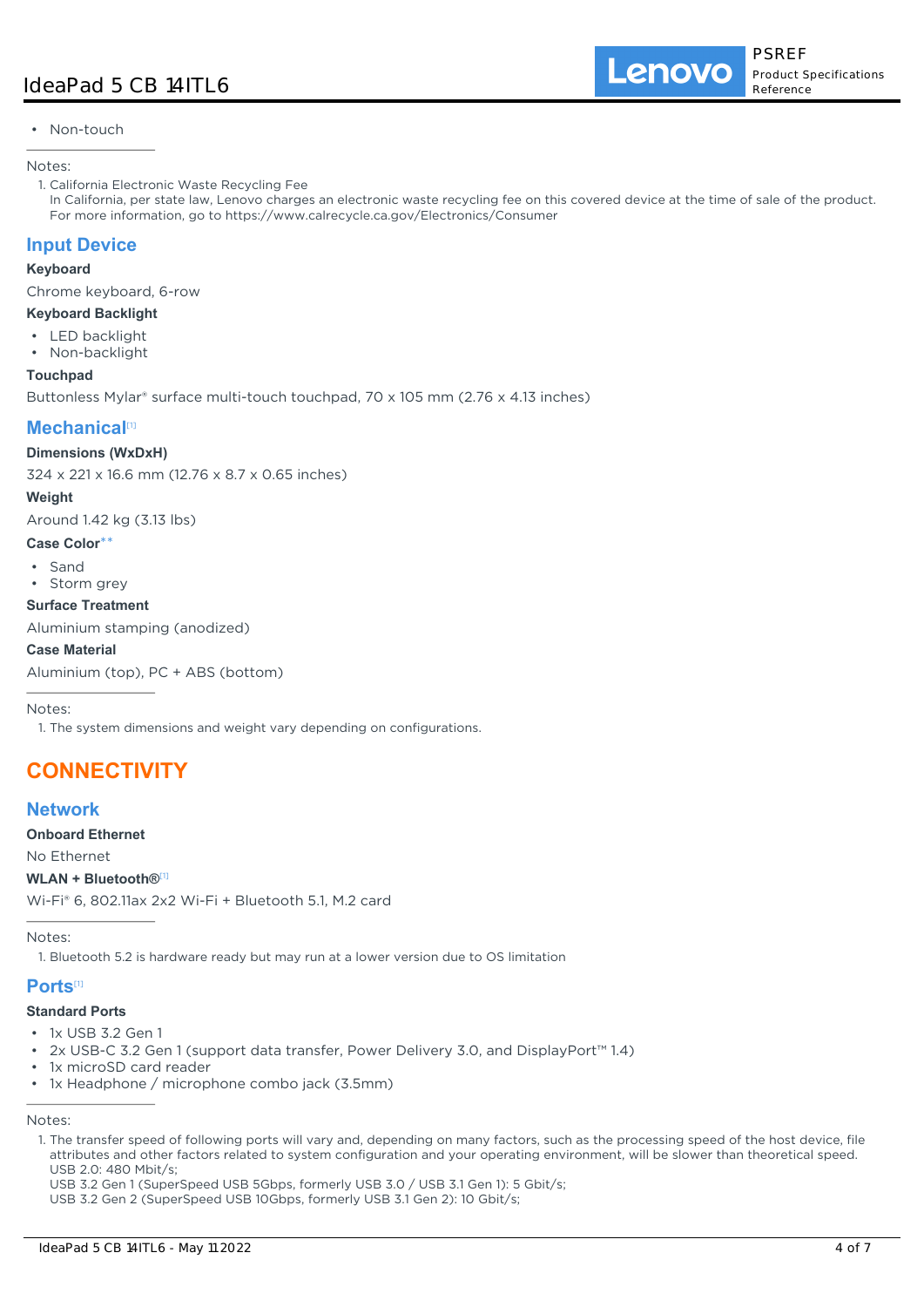- Non-touch

Notes:

1. California Electronic Waste Recycling Fee
   In California, per state law, Lenovo charges an electronic waste recycling fee on this covered device at the time of sale of the product. For more information, go to https://www.calrecycle.ca.gov/Electronics/Consumer

## Input Device

**Keyboard**

Chrome keyboard, 6-row

**Keyboard Backlight**

- LED backlight
- Non-backlight

**Touchpad**

Buttonless Mylar® surface multi-touch touchpad, 70 x 105 mm (2.76 x 4.13 inches)

## Mechanical[1]

**Dimensions (WxDxH)**

324 x 221 x 16.6 mm (12.76 x 8.7 x 0.65 inches)

**Weight**

Around 1.42 kg (3.13 lbs)

**Case Color****

- Sand
- Storm grey

**Surface Treatment**

Aluminium stamping (anodized)

**Case Material**

Aluminium (top), PC + ABS (bottom)

Notes:

1. The system dimensions and weight vary depending on configurations.

# CONNECTIVITY

## Network

**Onboard Ethernet**

No Ethernet

**WLAN + Bluetooth®[1]**

Wi-Fi® 6, 802.11ax 2x2 Wi-Fi + Bluetooth 5.1, M.2 card

Notes:

1. Bluetooth 5.2 is hardware ready but may run at a lower version due to OS limitation

## Ports[1]

**Standard Ports**

- 1x USB 3.2 Gen 1
- 2x USB-C 3.2 Gen 1 (support data transfer, Power Delivery 3.0, and DisplayPort™ 1.4)
- 1x microSD card reader
- 1x Headphone / microphone combo jack (3.5mm)

Notes:

1. The transfer speed of following ports will vary and, depending on many factors, such as the processing speed of the host device, file attributes and other factors related to system configuration and your operating environment, will be slower than theoretical speed.
   USB 2.0: 480 Mbit/s;
   USB 3.2 Gen 1 (SuperSpeed USB 5Gbps, formerly USB 3.0 / USB 3.1 Gen 1): 5 Gbit/s;
   USB 3.2 Gen 2 (SuperSpeed USB 10Gbps, formerly USB 3.1 Gen 2): 10 Gbit/s;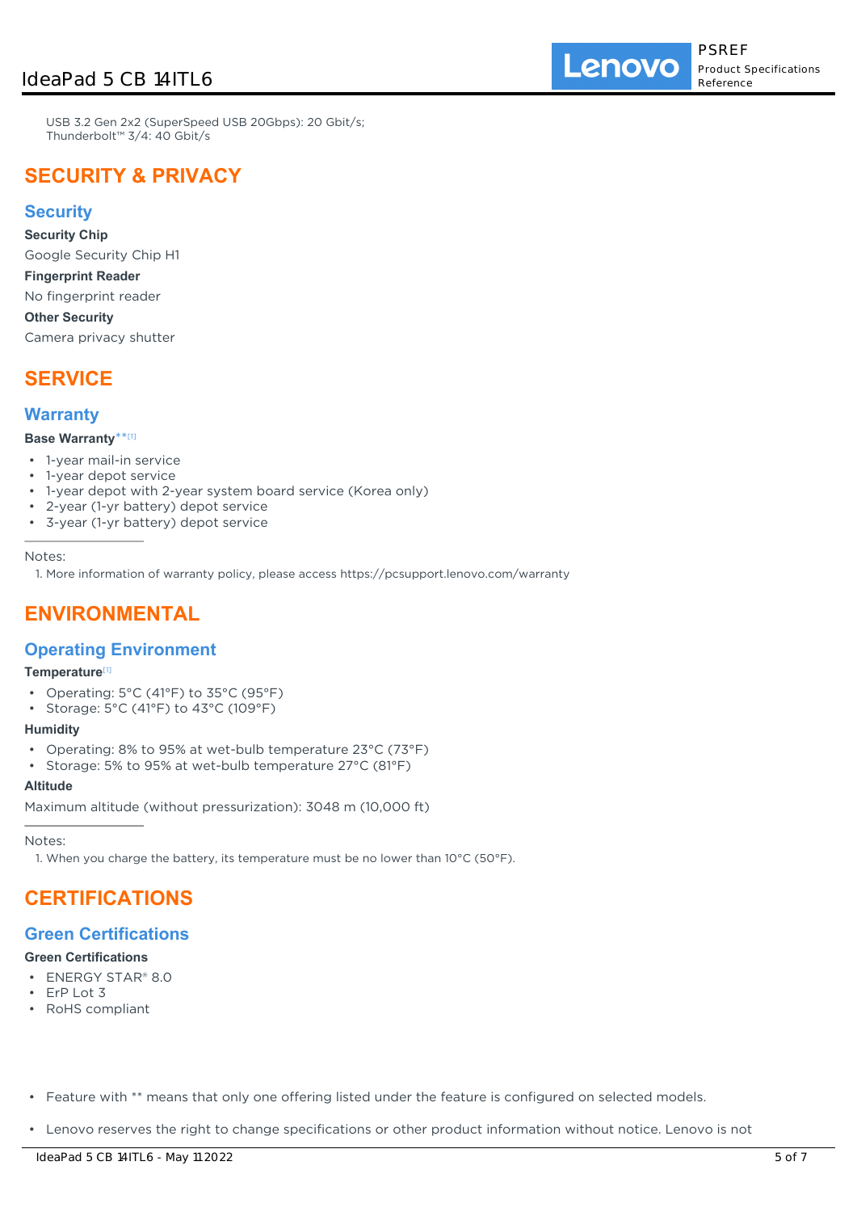USB 3.2 Gen 2x2 (SuperSpeed USB 20Gbps): 20 Gbit/s;
Thunderbolt™ 3/4: 40 Gbit/s

# SECURITY & PRIVACY

## Security

**Security Chip**

Google Security Chip H1

**Fingerprint Reader**

No fingerprint reader

**Other Security**

Camera privacy shutter

# SERVICE

## Warranty

**Base Warranty**** [1]

- 1-year mail-in service
- 1-year depot service
- 1-year depot with 2-year system board service (Korea only)
- 2-year (1-yr battery) depot service
- 3-year (1-yr battery) depot service

Notes:

1. More information of warranty policy, please access https://pcsupport.lenovo.com/warranty

# ENVIRONMENTAL

## Operating Environment

**Temperature** [1]

- Operating: 5°C (41°F) to 35°C (95°F)
- Storage: 5°C (41°F) to 43°C (109°F)

**Humidity**

- Operating: 8% to 95% at wet-bulb temperature 23°C (73°F)
- Storage: 5% to 95% at wet-bulb temperature 27°C (81°F)

**Altitude**

Maximum altitude (without pressurization): 3048 m (10,000 ft)

Notes:

1. When you charge the battery, its temperature must be no lower than 10°C (50°F).

# CERTIFICATIONS

## Green Certifications

**Green Certifications**

- ENERGY STAR® 8.0
- ErP Lot 3
- RoHS compliant

- Feature with ** means that only one offering listed under the feature is configured on selected models.
- Lenovo reserves the right to change specifications or other product information without notice. Lenovo is not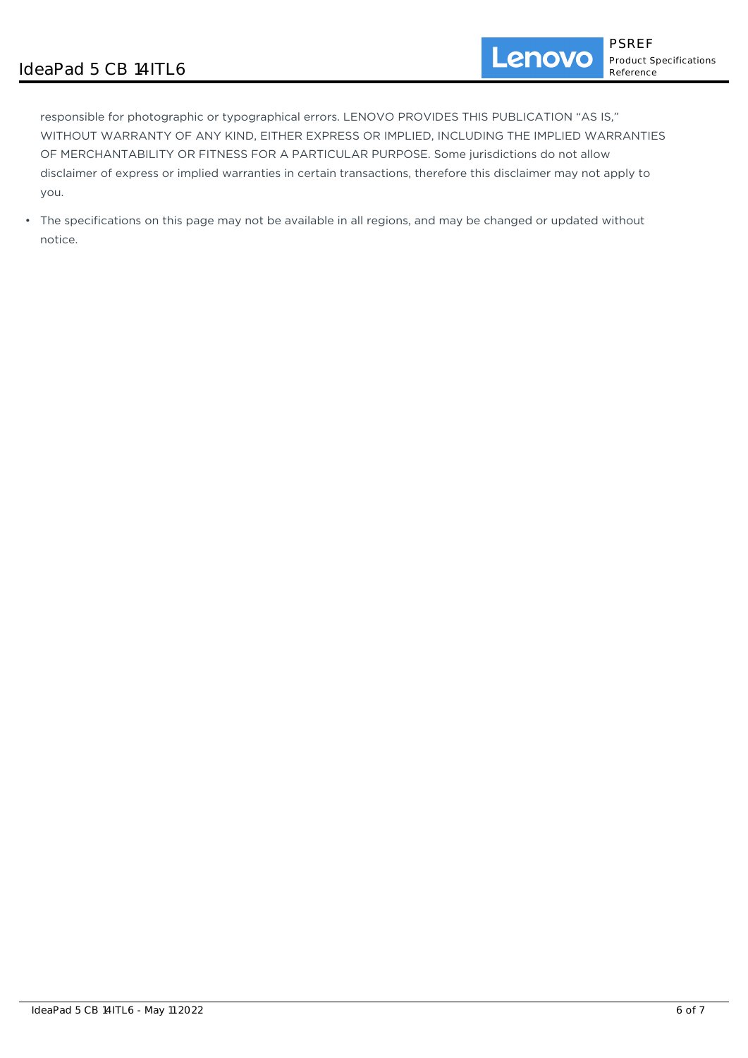responsible for photographic or typographical errors. LENOVO PROVIDES THIS PUBLICATION "AS IS," WITHOUT WARRANTY OF ANY KIND, EITHER EXPRESS OR IMPLIED, INCLUDING THE IMPLIED WARRANTIES OF MERCHANTABILITY OR FITNESS FOR A PARTICULAR PURPOSE. Some jurisdictions do not allow disclaimer of express or implied warranties in certain transactions, therefore this disclaimer may not apply to you.

- The specifications on this page may not be available in all regions, and may be changed or updated without notice.